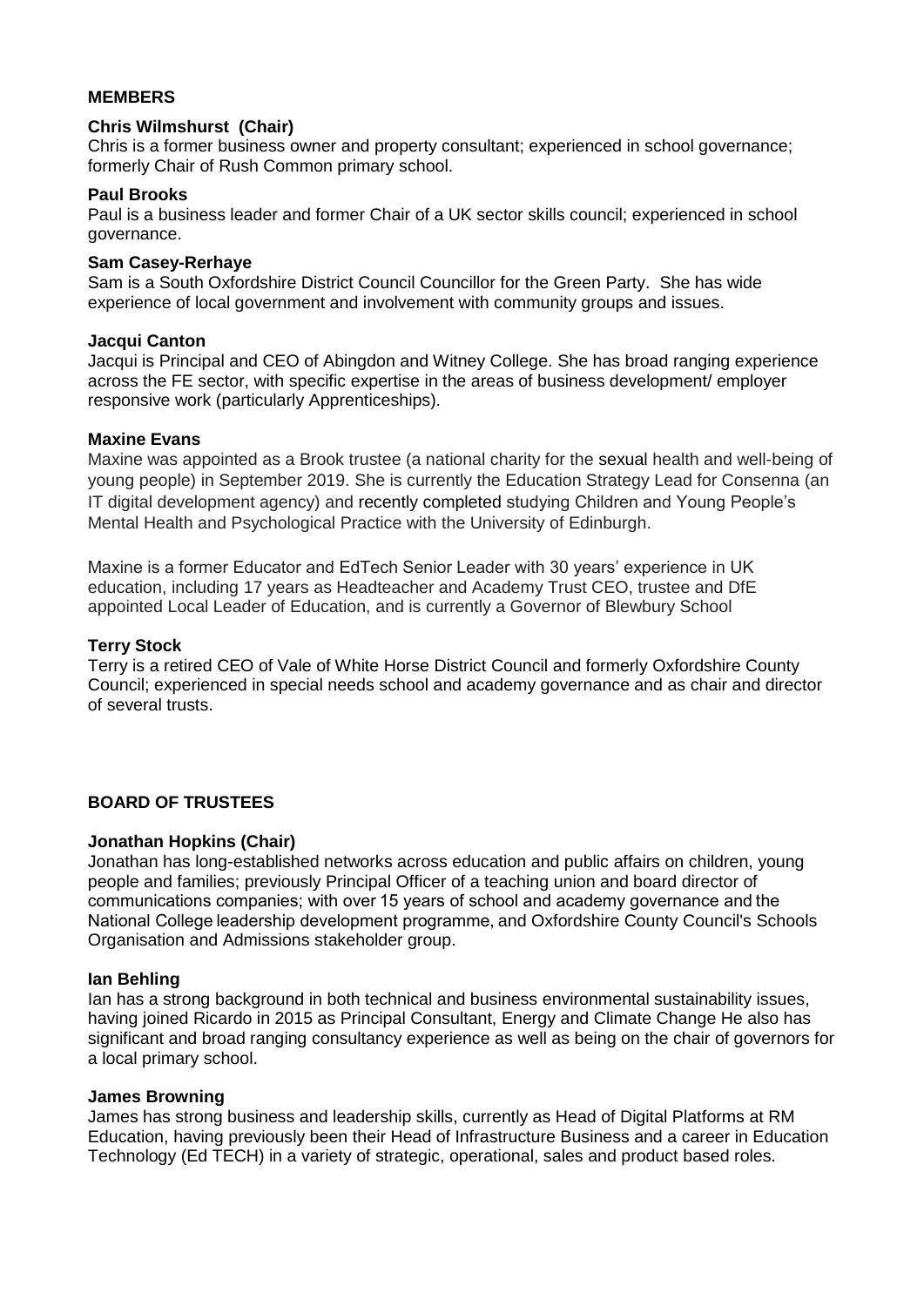## MEMBERS

**Chris Wilmshurst (Chair)**
Chris is a former business owner and property consultant; experienced in school governance; formerly Chair of Rush Common primary school.

**Paul Brooks**
Paul is a business leader and former Chair of a UK sector skills council; experienced in school governance.

**Sam Casey-Rerhaye**
Sam is a South Oxfordshire District Council Councillor for the Green Party. She has wide experience of local government and involvement with community groups and issues.

**Jacqui Canton**
Jacqui is Principal and CEO of Abingdon and Witney College. She has broad ranging experience across the FE sector, with specific expertise in the areas of business development/ employer responsive work (particularly Apprenticeships).

**Maxine Evans**
Maxine was appointed as a Brook trustee (a national charity for the sexual health and well-being of young people) in September 2019. She is currently the Education Strategy Lead for Consenna (an IT digital development agency) and recently completed studying Children and Young People's Mental Health and Psychological Practice with the University of Edinburgh.

Maxine is a former Educator and EdTech Senior Leader with 30 years' experience in UK education, including 17 years as Headteacher and Academy Trust CEO, trustee and DfE appointed Local Leader of Education, and is currently a Governor of Blewbury School

**Terry Stock**
Terry is a retired CEO of Vale of White Horse District Council and formerly Oxfordshire County Council; experienced in special needs school and academy governance and as chair and director of several trusts.

## BOARD OF TRUSTEES

**Jonathan Hopkins (Chair)**
Jonathan has long-established networks across education and public affairs on children, young people and families; previously Principal Officer of a teaching union and board director of communications companies; with over 15 years of school and academy governance and the National College leadership development programme, and Oxfordshire County Council's Schools Organisation and Admissions stakeholder group.

**Ian Behling**
Ian has a strong background in both technical and business environmental sustainability issues, having joined Ricardo in 2015 as Principal Consultant, Energy and Climate Change He also has significant and broad ranging consultancy experience as well as being on the chair of governors for a local primary school.

**James Browning**
James has strong business and leadership skills, currently as Head of Digital Platforms at RM Education, having previously been their Head of Infrastructure Business and a career in Education Technology (Ed TECH) in a variety of strategic, operational, sales and product based roles.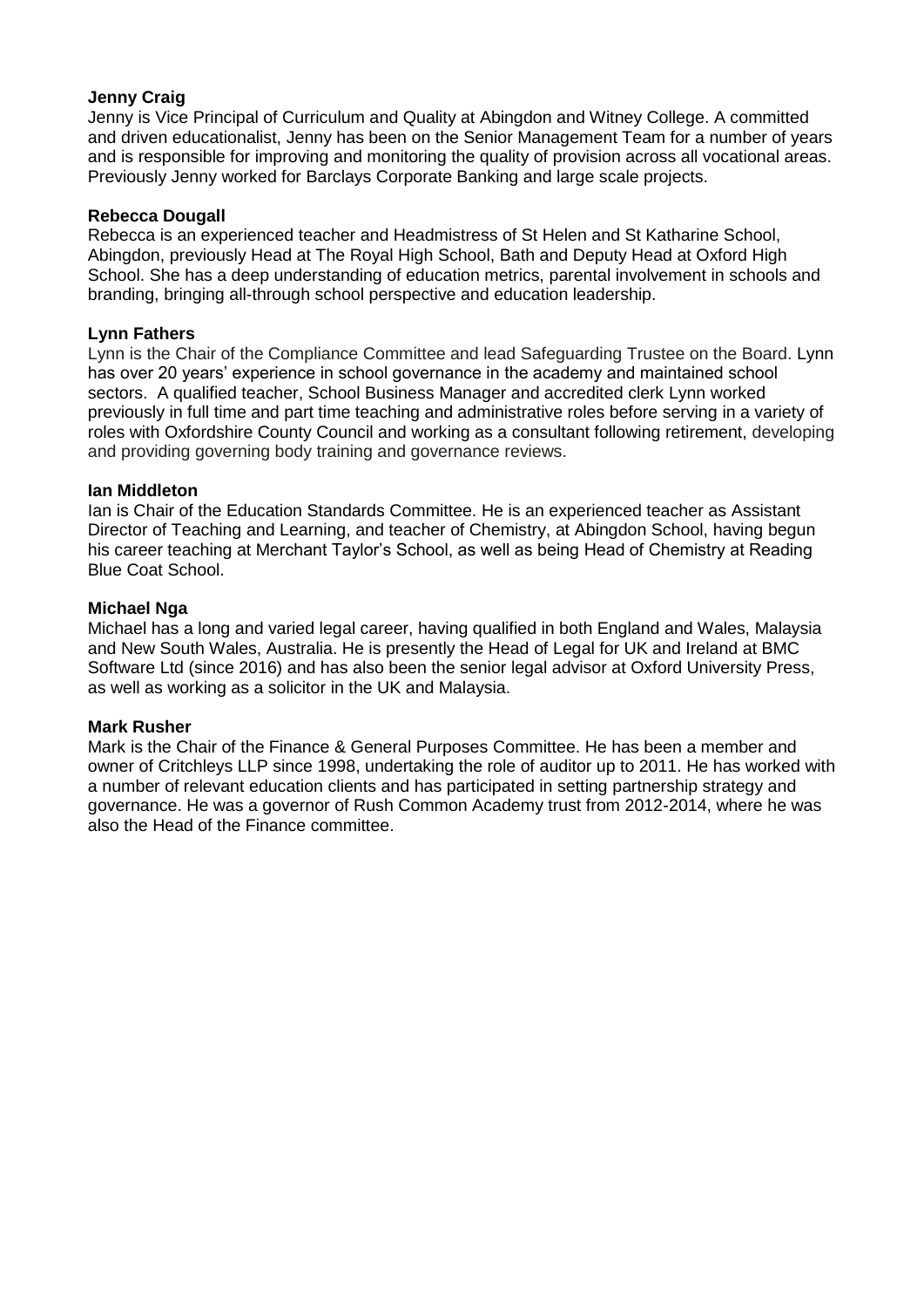**Jenny Craig**
Jenny is Vice Principal of Curriculum and Quality at Abingdon and Witney College. A committed and driven educationalist, Jenny has been on the Senior Management Team for a number of years and is responsible for improving and monitoring the quality of provision across all vocational areas. Previously Jenny worked for Barclays Corporate Banking and large scale projects.

**Rebecca Dougall**
Rebecca is an experienced teacher and Headmistress of St Helen and St Katharine School, Abingdon, previously Head at The Royal High School, Bath and Deputy Head at Oxford High School. She has a deep understanding of education metrics, parental involvement in schools and branding, bringing all-through school perspective and education leadership.

**Lynn Fathers**
Lynn is the Chair of the Compliance Committee and lead Safeguarding Trustee on the Board. Lynn has over 20 years' experience in school governance in the academy and maintained school sectors. A qualified teacher, School Business Manager and accredited clerk Lynn worked previously in full time and part time teaching and administrative roles before serving in a variety of roles with Oxfordshire County Council and working as a consultant following retirement, developing and providing governing body training and governance reviews.

**Ian Middleton**
Ian is Chair of the Education Standards Committee. He is an experienced teacher as Assistant Director of Teaching and Learning, and teacher of Chemistry, at Abingdon School, having begun his career teaching at Merchant Taylor's School, as well as being Head of Chemistry at Reading Blue Coat School.

**Michael Nga**
Michael has a long and varied legal career, having qualified in both England and Wales, Malaysia and New South Wales, Australia. He is presently the Head of Legal for UK and Ireland at BMC Software Ltd (since 2016) and has also been the senior legal advisor at Oxford University Press, as well as working as a solicitor in the UK and Malaysia.

**Mark Rusher**
Mark is the Chair of the Finance & General Purposes Committee. He has been a member and owner of Critchleys LLP since 1998, undertaking the role of auditor up to 2011. He has worked with a number of relevant education clients and has participated in setting partnership strategy and governance. He was a governor of Rush Common Academy trust from 2012-2014, where he was also the Head of the Finance committee.